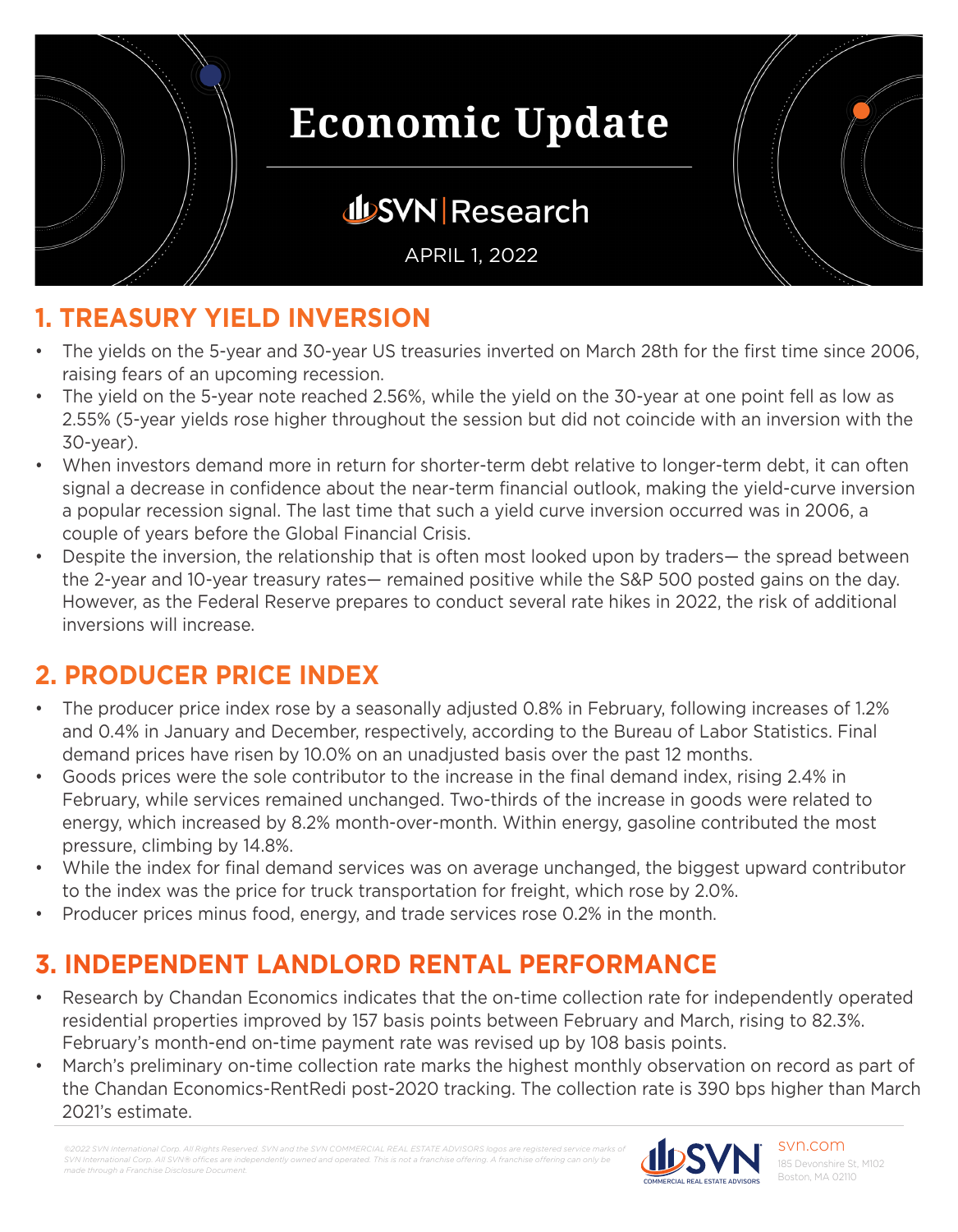# Economic Update

## SVN | Research

APRIL 1, 2022

## 1. TREASURY YIELD INVERSION

- The yields on the 5-year and 30-year US treasuries inverted on March 28th for the first time since 2006, raising fears of an upcoming recession.
- The yield on the 5-year note reached 2.56%, while the yield on the 30-year at one point fell as low as 2.55% (5-year yields rose higher throughout the session but did not coincide with an inversion with the 30-year).
- When investors demand more in return for shorter-term debt relative to longer-term debt, it can often signal a decrease in confidence about the near-term financial outlook, making the yield-curve inversion a popular recession signal. The last time that such a yield curve inversion occurred was in 2006, a couple of years before the Global Financial Crisis.
- Despite the inversion, the relationship that is often most looked upon by traders— the spread between the 2-year and 10-year treasury rates— remained positive while the S&P 500 posted gains on the day. However, as the Federal Reserve prepares to conduct several rate hikes in 2022, the risk of additional inversions will increase.

## 2. PRODUCER PRICE INDEX

- The producer price index rose by a seasonally adjusted 0.8% in February, following increases of 1.2% and 0.4% in January and December, respectively, according to the Bureau of Labor Statistics. Final demand prices have risen by 10.0% on an unadjusted basis over the past 12 months.
- Goods prices were the sole contributor to the increase in the final demand index, rising 2.4% in February, while services remained unchanged. Two-thirds of the increase in goods were related to energy, which increased by 8.2% month-over-month. Within energy, gasoline contributed the most pressure, climbing by 14.8%.
- While the index for final demand services was on average unchanged, the biggest upward contributor to the index was the price for truck transportation for freight, which rose by 2.0%.
- Producer prices minus food, energy, and trade services rose 0.2% in the month.

## 3. INDEPENDENT LANDLORD RENTAL PERFORMANCE

- Research by Chandan Economics indicates that the on-time collection rate for independently operated residential properties improved by 157 basis points between February and March, rising to 82.3%. February's month-end on-time payment rate was revised up by 108 basis points.
- March's preliminary on-time collection rate marks the highest monthly observation on record as part of the Chandan Economics-RentRedi post-2020 tracking. The collection rate is 390 bps higher than March 2021's estimate.

*©2022 SVN International Corp. All Rights Reserved. SVN and the SVN COMMERCIAL REAL ESTATE ADVISORS logos are registered service marks of SVN International Corp. All SVN® offices are independently owned and operated. This is not a franchise offering. A franchise offering can only be made through a Franchise Disclosure Document.*

SVN COMMERCIAL REAL ESTATE ADVISORS

svn.com
185 Devonshire St, M102
Boston, MA 02110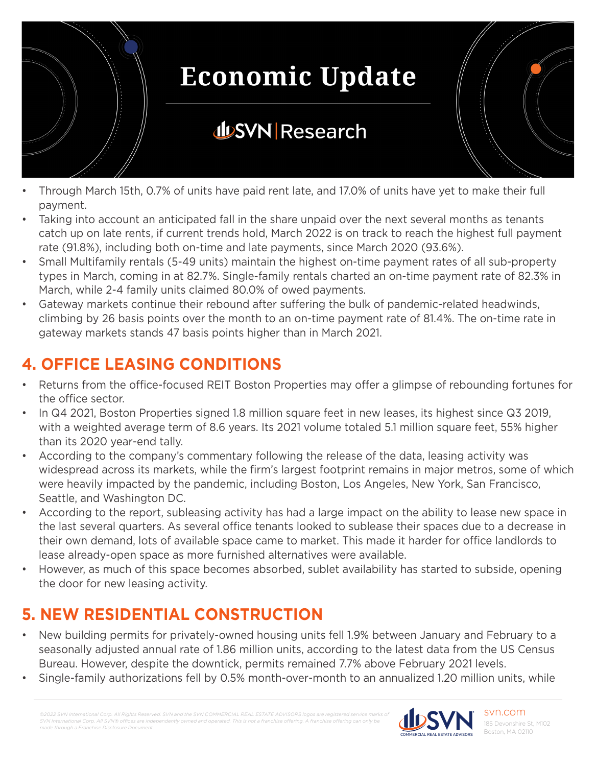- Through March 15th, 0.7% of units have paid rent late, and 17.0% of units have yet to make their full payment.
- Taking into account an anticipated fall in the share unpaid over the next several months as tenants catch up on late rents, if current trends hold, March 2022 is on track to reach the highest full payment rate (91.8%), including both on-time and late payments, since March 2020 (93.6%).
- Small Multifamily rentals (5-49 units) maintain the highest on-time payment rates of all sub-property types in March, coming in at 82.7%. Single-family rentals charted an on-time payment rate of 82.3% in March, while 2-4 family units claimed 80.0% of owed payments.
- Gateway markets continue their rebound after suffering the bulk of pandemic-related headwinds, climbing by 26 basis points over the month to an on-time payment rate of 81.4%. The on-time rate in gateway markets stands 47 basis points higher than in March 2021.

## 4. OFFICE LEASING CONDITIONS

- Returns from the office-focused REIT Boston Properties may offer a glimpse of rebounding fortunes for the office sector.
- In Q4 2021, Boston Properties signed 1.8 million square feet in new leases, its highest since Q3 2019, with a weighted average term of 8.6 years. Its 2021 volume totaled 5.1 million square feet, 55% higher than its 2020 year-end tally.
- According to the company's commentary following the release of the data, leasing activity was widespread across its markets, while the firm's largest footprint remains in major metros, some of which were heavily impacted by the pandemic, including Boston, Los Angeles, New York, San Francisco, Seattle, and Washington DC.
- According to the report, subleasing activity has had a large impact on the ability to lease new space in the last several quarters. As several office tenants looked to sublease their spaces due to a decrease in their own demand, lots of available space came to market. This made it harder for office landlords to lease already-open space as more furnished alternatives were available.
- However, as much of this space becomes absorbed, sublet availability has started to subside, opening the door for new leasing activity.

## 5. NEW RESIDENTIAL CONSTRUCTION

- New building permits for privately-owned housing units fell 1.9% between January and February to a seasonally adjusted annual rate of 1.86 million units, according to the latest data from the US Census Bureau. However, despite the downtick, permits remained 7.7% above February 2021 levels.
- Single-family authorizations fell by 0.5% month-over-month to an annualized 1.20 million units, while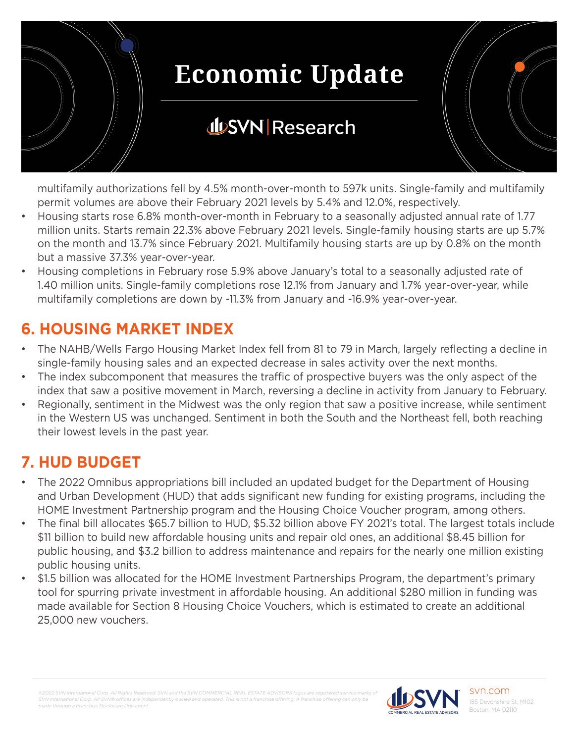multifamily authorizations fell by 4.5% month-over-month to 597k units. Single-family and multifamily permit volumes are above their February 2021 levels by 5.4% and 12.0%, respectively.

- Housing starts rose 6.8% month-over-month in February to a seasonally adjusted annual rate of 1.77 million units. Starts remain 22.3% above February 2021 levels. Single-family housing starts are up 5.7% on the month and 13.7% since February 2021. Multifamily housing starts are up by 0.8% on the month but a massive 37.3% year-over-year.
- Housing completions in February rose 5.9% above January's total to a seasonally adjusted rate of 1.40 million units. Single-family completions rose 12.1% from January and 1.7% year-over-year, while multifamily completions are down by -11.3% from January and -16.9% year-over-year.

## 6. HOUSING MARKET INDEX

- The NAHB/Wells Fargo Housing Market Index fell from 81 to 79 in March, largely reflecting a decline in single-family housing sales and an expected decrease in sales activity over the next months.
- The index subcomponent that measures the traffic of prospective buyers was the only aspect of the index that saw a positive movement in March, reversing a decline in activity from January to February.
- Regionally, sentiment in the Midwest was the only region that saw a positive increase, while sentiment in the Western US was unchanged. Sentiment in both the South and the Northeast fell, both reaching their lowest levels in the past year.

## 7. HUD BUDGET

- The 2022 Omnibus appropriations bill included an updated budget for the Department of Housing and Urban Development (HUD) that adds significant new funding for existing programs, including the HOME Investment Partnership program and the Housing Choice Voucher program, among others.
- The final bill allocates $65.7 billion to HUD, $5.32 billion above FY 2021's total. The largest totals include $11 billion to build new affordable housing units and repair old ones, an additional $8.45 billion for public housing, and $3.2 billion to address maintenance and repairs for the nearly one million existing public housing units.
- $1.5 billion was allocated for the HOME Investment Partnerships Program, the department's primary tool for spurring private investment in affordable housing. An additional $280 million in funding was made available for Section 8 Housing Choice Vouchers, which is estimated to create an additional 25,000 new vouchers.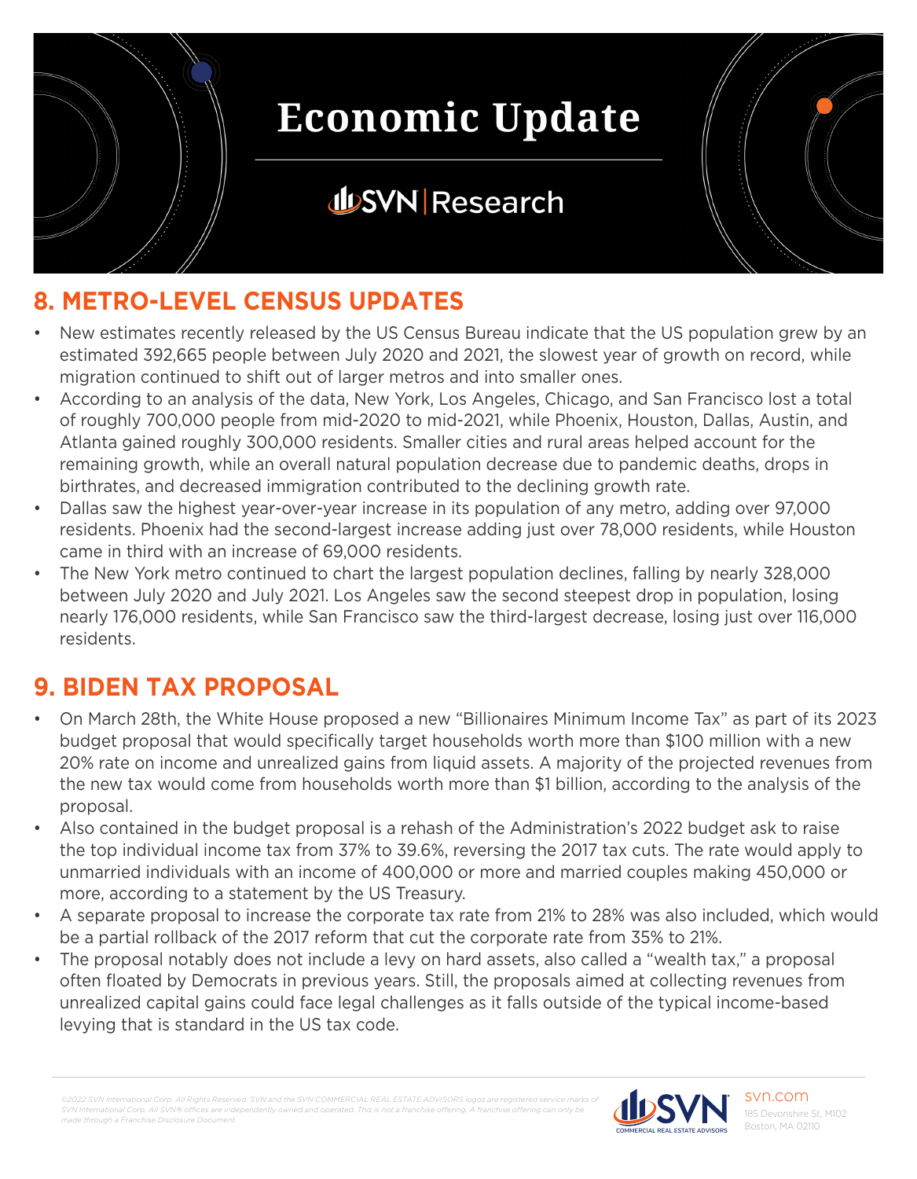# Economic Update

SVN | Research

## 8. METRO-LEVEL CENSUS UPDATES

- New estimates recently released by the US Census Bureau indicate that the US population grew by an estimated 392,665 people between July 2020 and 2021, the slowest year of growth on record, while migration continued to shift out of larger metros and into smaller ones.
- According to an analysis of the data, New York, Los Angeles, Chicago, and San Francisco lost a total of roughly 700,000 people from mid-2020 to mid-2021, while Phoenix, Houston, Dallas, Austin, and Atlanta gained roughly 300,000 residents. Smaller cities and rural areas helped account for the remaining growth, while an overall natural population decrease due to pandemic deaths, drops in birthrates, and decreased immigration contributed to the declining growth rate.
- Dallas saw the highest year-over-year increase in its population of any metro, adding over 97,000 residents. Phoenix had the second-largest increase adding just over 78,000 residents, while Houston came in third with an increase of 69,000 residents.
- The New York metro continued to chart the largest population declines, falling by nearly 328,000 between July 2020 and July 2021. Los Angeles saw the second steepest drop in population, losing nearly 176,000 residents, while San Francisco saw the third-largest decrease, losing just over 116,000 residents.

## 9. BIDEN TAX PROPOSAL

- On March 28th, the White House proposed a new "Billionaires Minimum Income Tax" as part of its 2023 budget proposal that would specifically target households worth more than $100 million with a new 20% rate on income and unrealized gains from liquid assets. A majority of the projected revenues from the new tax would come from households worth more than $1 billion, according to the analysis of the proposal.
- Also contained in the budget proposal is a rehash of the Administration's 2022 budget ask to raise the top individual income tax from 37% to 39.6%, reversing the 2017 tax cuts. The rate would apply to unmarried individuals with an income of 400,000 or more and married couples making 450,000 or more, according to a statement by the US Treasury.
- A separate proposal to increase the corporate tax rate from 21% to 28% was also included, which would be a partial rollback of the 2017 reform that cut the corporate rate from 35% to 21%.
- The proposal notably does not include a levy on hard assets, also called a "wealth tax," a proposal often floated by Democrats in previous years. Still, the proposals aimed at collecting revenues from unrealized capital gains could face legal challenges as it falls outside of the typical income-based levying that is standard in the US tax code.

*©2022 SVN International Corp. All Rights Reserved. SVN and the SVN COMMERCIAL REAL ESTATE ADVISORS logos are registered service marks of SVN International Corp. All SVN® offices are independently owned and operated. This is not a franchise offering. A franchise offering can only be made through a Franchise Disclosure Document.*

SVN COMMERCIAL REAL ESTATE ADVISORS

svn.com
185 Devonshire St, M102
Boston, MA 02110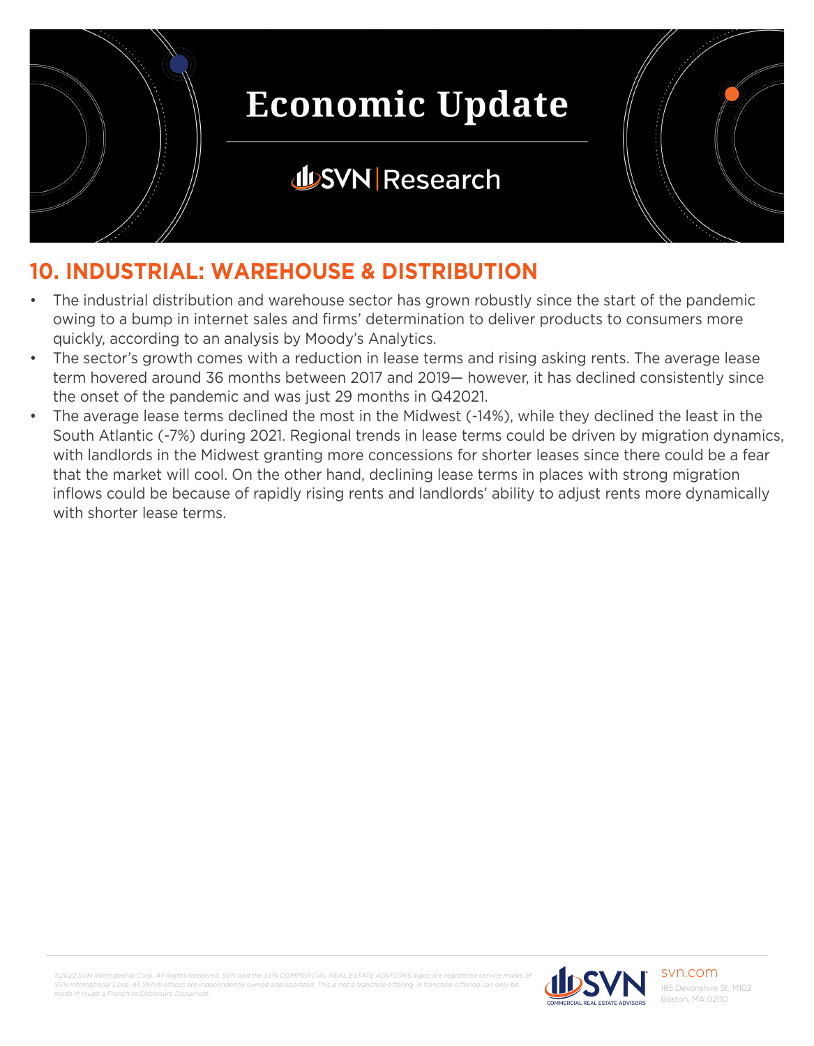## 10. INDUSTRIAL: WAREHOUSE & DISTRIBUTION

- The industrial distribution and warehouse sector has grown robustly since the start of the pandemic owing to a bump in internet sales and firms' determination to deliver products to consumers more quickly, according to an analysis by Moody's Analytics.
- The sector's growth comes with a reduction in lease terms and rising asking rents. The average lease term hovered around 36 months between 2017 and 2019— however, it has declined consistently since the onset of the pandemic and was just 29 months in Q42021.
- The average lease terms declined the most in the Midwest (-14%), while they declined the least in the South Atlantic (-7%) during 2021. Regional trends in lease terms could be driven by migration dynamics, with landlords in the Midwest granting more concessions for shorter leases since there could be a fear that the market will cool. On the other hand, declining lease terms in places with strong migration inflows could be because of rapidly rising rents and landlords' ability to adjust rents more dynamically with shorter lease terms.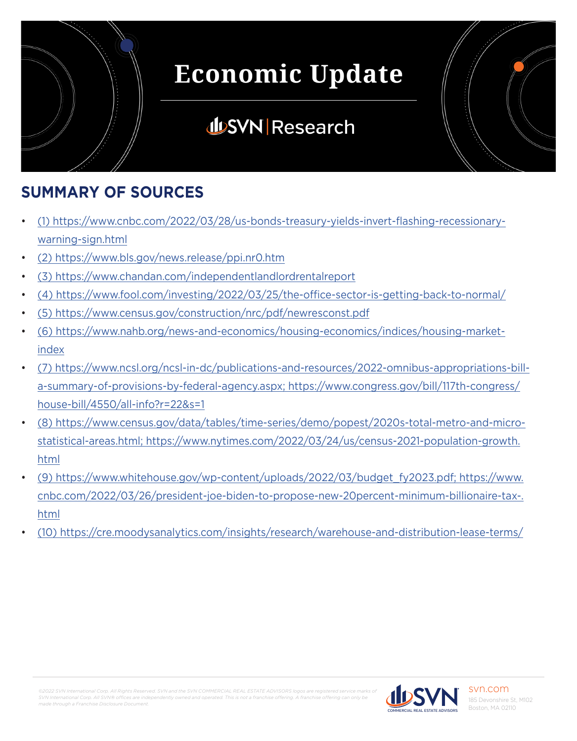# Economic Update

SVN | Research

## SUMMARY OF SOURCES

- (1) https://www.cnbc.com/2022/03/28/us-bonds-treasury-yields-invert-flashing-recessionary-warning-sign.html
- (2) https://www.bls.gov/news.release/ppi.nr0.htm
- (3) https://www.chandan.com/independentlandlordrentalreport
- (4) https://www.fool.com/investing/2022/03/25/the-office-sector-is-getting-back-to-normal/
- (5) https://www.census.gov/construction/nrc/pdf/newresconst.pdf
- (6) https://www.nahb.org/news-and-economics/housing-economics/indices/housing-market-index
- (7) https://www.ncsl.org/ncsl-in-dc/publications-and-resources/2022-omnibus-appropriations-bill-a-summary-of-provisions-by-federal-agency.aspx; https://www.congress.gov/bill/117th-congress/house-bill/4550/all-info?r=22&s=1
- (8) https://www.census.gov/data/tables/time-series/demo/popest/2020s-total-metro-and-micro-statistical-areas.html; https://www.nytimes.com/2022/03/24/us/census-2021-population-growth.html
- (9) https://www.whitehouse.gov/wp-content/uploads/2022/03/budget_fy2023.pdf; https://www.cnbc.com/2022/03/26/president-joe-biden-to-propose-new-20percent-minimum-billionaire-tax-.html
- (10) https://cre.moodysanalytics.com/insights/research/warehouse-and-distribution-lease-terms/

*©2022 SVN International Corp. All Rights Reserved. SVN and the SVN COMMERCIAL REAL ESTATE ADVISORS logos are registered service marks of SVN International Corp. All SVN® offices are independently owned and operated. This is not a franchise offering. A franchise offering can only be made through a Franchise Disclosure Document.*

SVN COMMERCIAL REAL ESTATE ADVISORS

svn.com
185 Devonshire St, M102
Boston, MA 02110